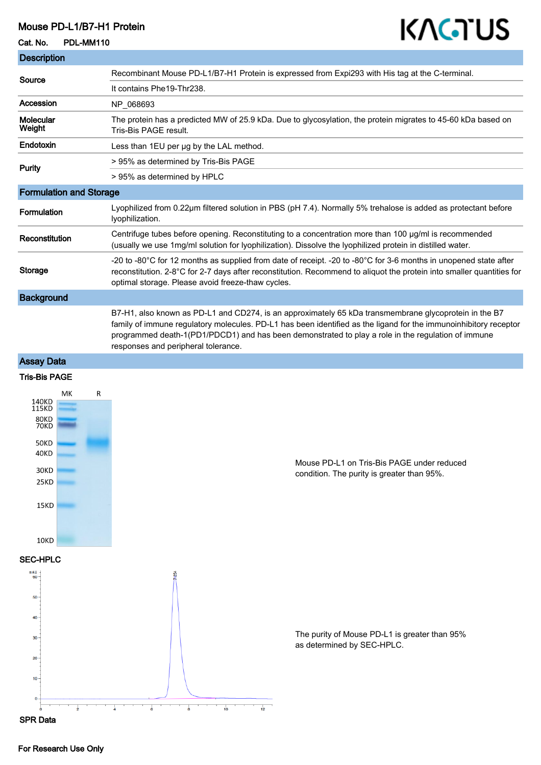# Mouse PD-L1/B7-H1 Protein

**Cat. No.** PDL-MM110

KACTUS

## Description

| | |
|---|---|
| **Source** | Recombinant Mouse PD-L1/B7-H1 Protein is expressed from Expi293 with His tag at the C-terminal. |
| | It contains Phe19-Thr238. |
| **Accession** | NP_068693 |
| **Molecular Weight** | The protein has a predicted MW of 25.9 kDa. Due to glycosylation, the protein migrates to 45-60 kDa based on Tris-Bis PAGE result. |
| **Endotoxin** | Less than 1EU per μg by the LAL method. |
| **Purity** | > 95% as determined by Tris-Bis PAGE |
| | > 95% as determined by HPLC |

## Formulation and Storage

| | |
|---|---|
| **Formulation** | Lyophilized from 0.22μm filtered solution in PBS (pH 7.4). Normally 5% trehalose is added as protectant before lyophilization. |
| **Reconstitution** | Centrifuge tubes before opening. Reconstituting to a concentration more than 100 μg/ml is recommended (usually we use 1mg/ml solution for lyophilization). Dissolve the lyophilized protein in distilled water. |
| **Storage** | -20 to -80°C for 12 months as supplied from date of receipt. -20 to -80°C for 3-6 months in unopened state after reconstitution. 2-8°C for 2-7 days after reconstitution. Recommend to aliquot the protein into smaller quantities for optimal storage. Please avoid freeze-thaw cycles. |

## Background

B7-H1, also known as PD-L1 and CD274, is an approximately 65 kDa transmembrane glycoprotein in the B7 family of immune regulatory molecules. PD-L1 has been identified as the ligand for the immunoinhibitory receptor programmed death-1(PD1/PDCD1) and has been demonstrated to play a role in the regulation of immune responses and peripheral tolerance.

## Assay Data

### Tris-Bis PAGE

Mouse PD-L1 on Tris-Bis PAGE under reduced condition. The purity is greater than 95%.

### SEC-HPLC

The purity of Mouse PD-L1 is greater than 95% as determined by SEC-HPLC.

### SPR Data

For Research Use Only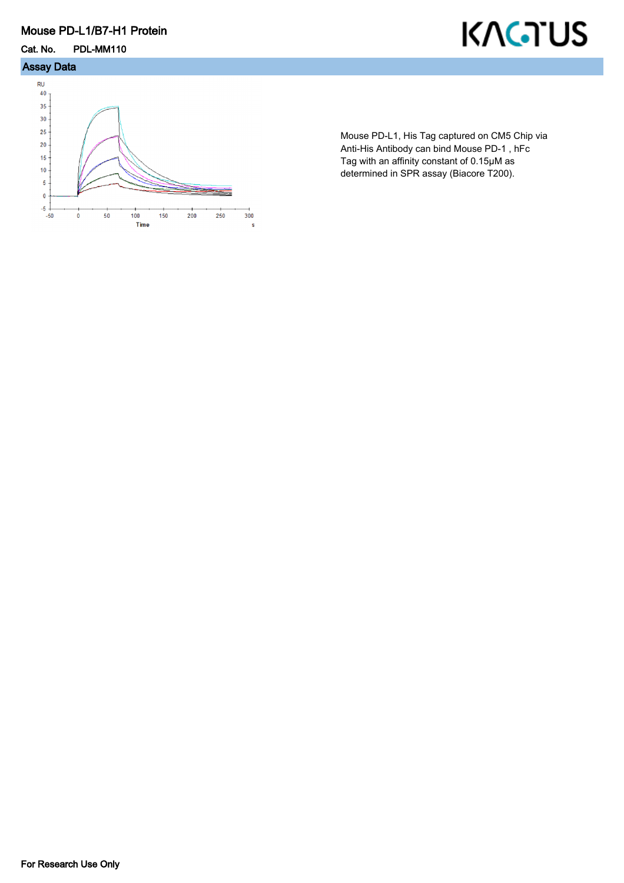Mouse PD-L1/B7-H1 Protein

Cat. No. PDL-MM110

KACTUS

## Assay Data

RU
40
35
30
25
20
15
10
5
0
-5
-50
0
50
100
150
200
250
300
Time
s

Mouse PD-L1, His Tag captured on CM5 Chip via Anti-His Antibody can bind Mouse PD-1 , hFc Tag with an affinity constant of 0.15μM as determined in SPR assay (Biacore T200).

For Research Use Only